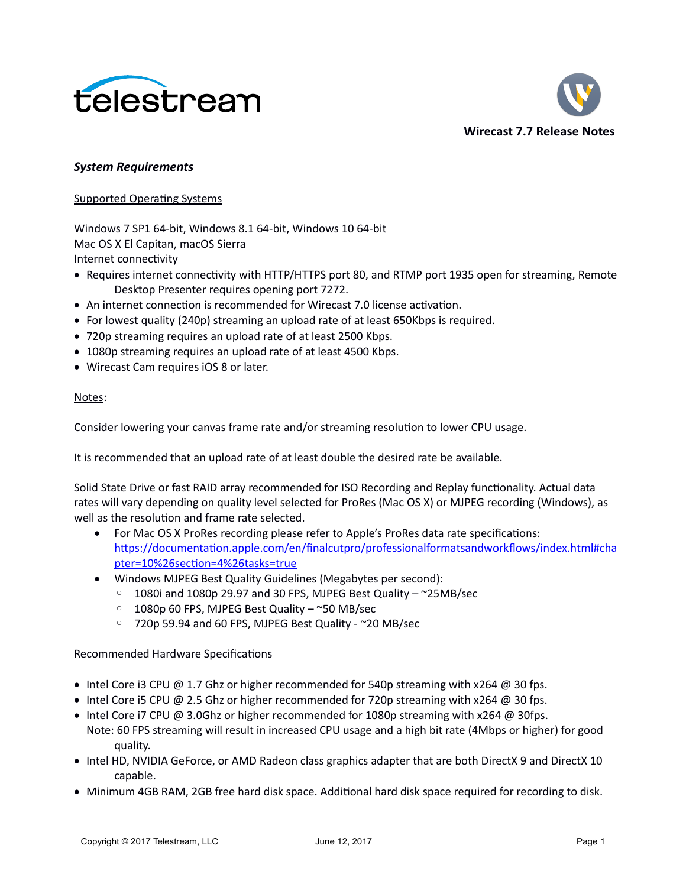# Wirecast 7.7 Release Notes

## *System Requirements*

Supported Operating Systems

Windows 7 SP1 64-bit, Windows 8.1 64-bit, Windows 10 64-bit
Mac OS X El Capitan, macOS Sierra
Internet connectivity

- Requires internet connectivity with HTTP/HTTPS port 80, and RTMP port 1935 open for streaming, Remote Desktop Presenter requires opening port 7272.
- An internet connection is recommended for Wirecast 7.0 license activation.
- For lowest quality (240p) streaming an upload rate of at least 650Kbps is required.
- 720p streaming requires an upload rate of at least 2500 Kbps.
- 1080p streaming requires an upload rate of at least 4500 Kbps.
- Wirecast Cam requires iOS 8 or later.

Notes:

Consider lowering your canvas frame rate and/or streaming resolution to lower CPU usage.

It is recommended that an upload rate of at least double the desired rate be available.

Solid State Drive or fast RAID array recommended for ISO Recording and Replay functionality. Actual data rates will vary depending on quality level selected for ProRes (Mac OS X) or MJPEG recording (Windows), as well as the resolution and frame rate selected.

- For Mac OS X ProRes recording please refer to Apple's ProRes data rate specifications: https://documentation.apple.com/en/finalcutpro/professionalformatsandworkflows/index.html#chapter=10%26section=4%26tasks=true
- Windows MJPEG Best Quality Guidelines (Megabytes per second):
  - 1080i and 1080p 29.97 and 30 FPS, MJPEG Best Quality – ~25MB/sec
  - 1080p 60 FPS, MJPEG Best Quality – ~50 MB/sec
  - 720p 59.94 and 60 FPS, MJPEG Best Quality - ~20 MB/sec

Recommended Hardware Specifications

- Intel Core i3 CPU @ 1.7 Ghz or higher recommended for 540p streaming with x264 @ 30 fps.
- Intel Core i5 CPU @ 2.5 Ghz or higher recommended for 720p streaming with x264 @ 30 fps.
- Intel Core i7 CPU @ 3.0Ghz or higher recommended for 1080p streaming with x264 @ 30fps.
  Note: 60 FPS streaming will result in increased CPU usage and a high bit rate (4Mbps or higher) for good quality.
- Intel HD, NVIDIA GeForce, or AMD Radeon class graphics adapter that are both DirectX 9 and DirectX 10 capable.
- Minimum 4GB RAM, 2GB free hard disk space. Additional hard disk space required for recording to disk.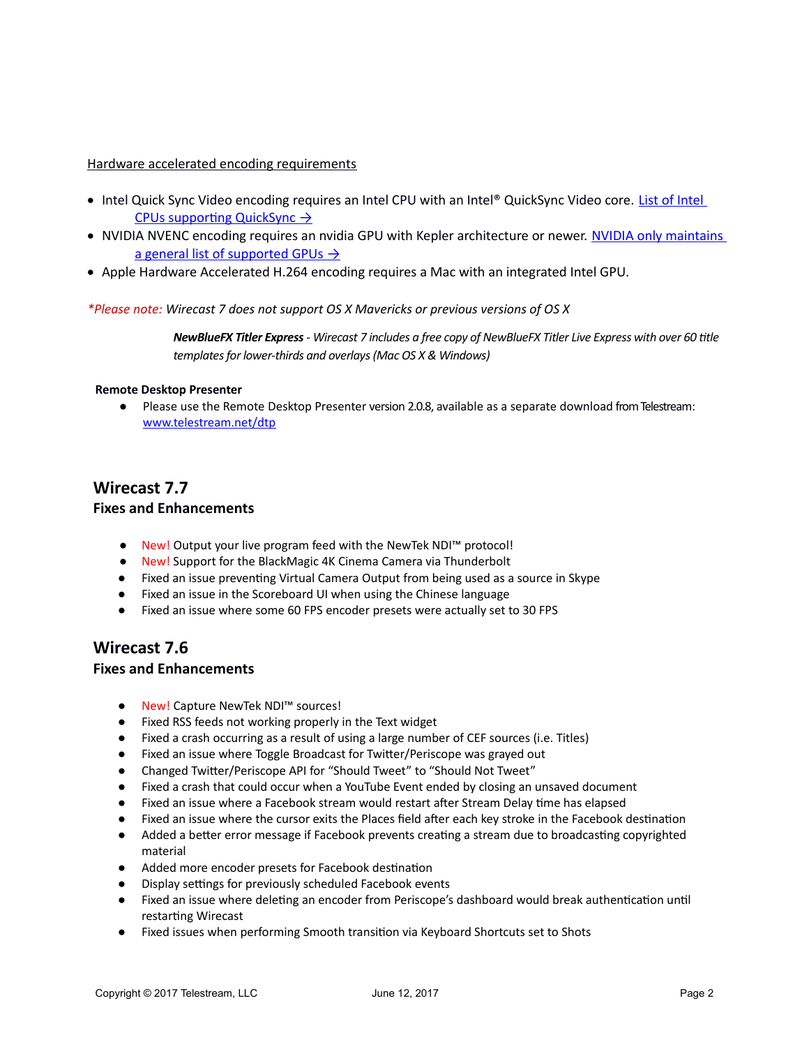Hardware accelerated encoding requirements

- Intel Quick Sync Video encoding requires an Intel CPU with an Intel® QuickSync Video core. List of Intel CPUs supporting QuickSync →
- NVIDIA NVENC encoding requires an nvidia GPU with Kepler architecture or newer. NVIDIA only maintains a general list of supported GPUs →
- Apple Hardware Accelerated H.264 encoding requires a Mac with an integrated Intel GPU.

**Please note:* *Wirecast 7 does not support OS X Mavericks or previous versions of OS X*

***NewBlueFX Titler Express*** *- Wirecast 7 includes a free copy of NewBlueFX Titler Live Express with over 60 title templates for lower-thirds and overlays (Mac OS X & Windows)*

**Remote Desktop Presenter**

- Please use the Remote Desktop Presenter version 2.0.8, available as a separate download from Telestream: www.telestream.net/dtp

## Wirecast 7.7

### Fixes and Enhancements

- New! Output your live program feed with the NewTek NDI™ protocol!
- New! Support for the BlackMagic 4K Cinema Camera via Thunderbolt
- Fixed an issue preventing Virtual Camera Output from being used as a source in Skype
- Fixed an issue in the Scoreboard UI when using the Chinese language
- Fixed an issue where some 60 FPS encoder presets were actually set to 30 FPS

## Wirecast 7.6

### Fixes and Enhancements

- New! Capture NewTek NDI™ sources!
- Fixed RSS feeds not working properly in the Text widget
- Fixed a crash occurring as a result of using a large number of CEF sources (i.e. Titles)
- Fixed an issue where Toggle Broadcast for Twitter/Periscope was grayed out
- Changed Twitter/Periscope API for "Should Tweet" to "Should Not Tweet"
- Fixed a crash that could occur when a YouTube Event ended by closing an unsaved document
- Fixed an issue where a Facebook stream would restart after Stream Delay time has elapsed
- Fixed an issue where the cursor exits the Places field after each key stroke in the Facebook destination
- Added a better error message if Facebook prevents creating a stream due to broadcasting copyrighted material
- Added more encoder presets for Facebook destination
- Display settings for previously scheduled Facebook events
- Fixed an issue where deleting an encoder from Periscope's dashboard would break authentication until restarting Wirecast
- Fixed issues when performing Smooth transition via Keyboard Shortcuts set to Shots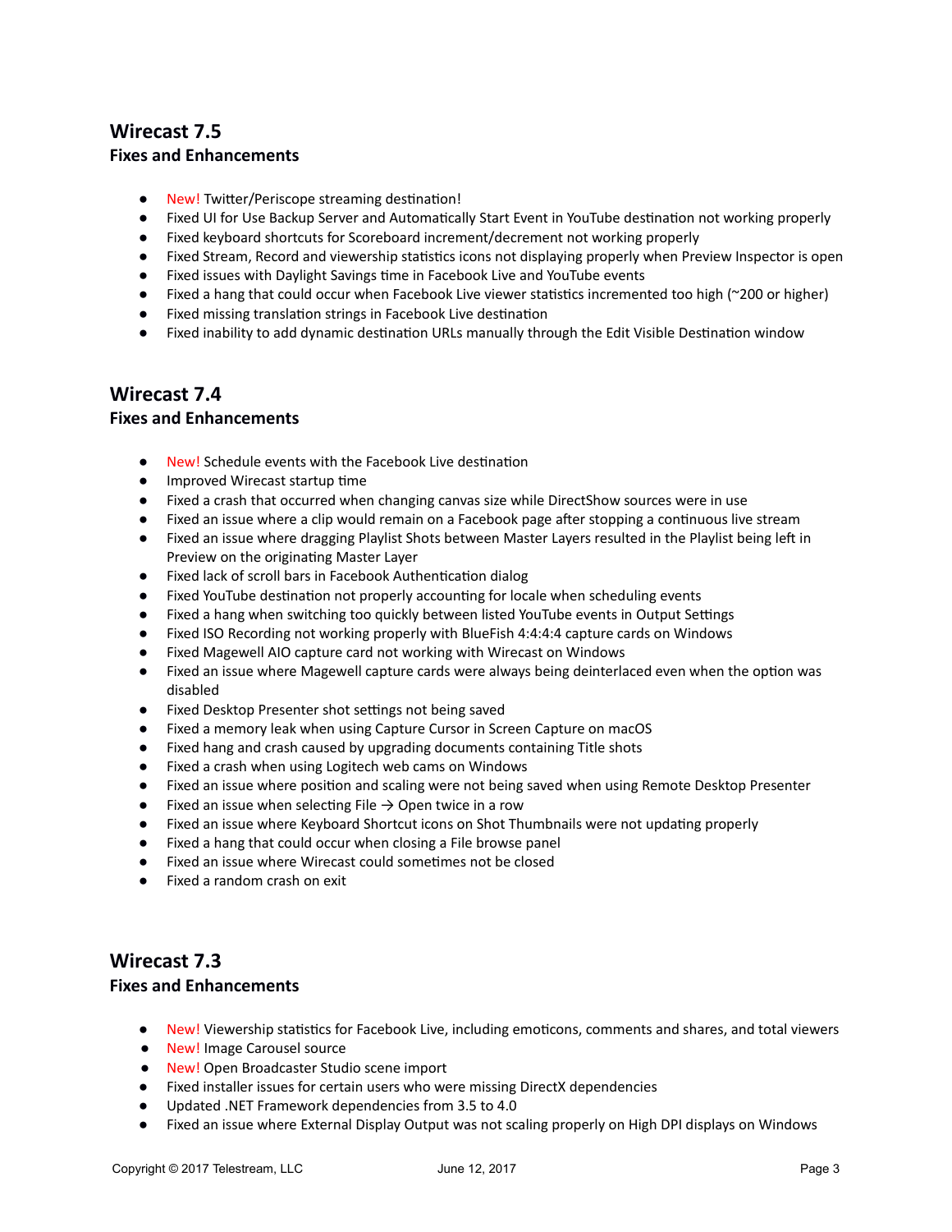## Wirecast 7.5

### Fixes and Enhancements

- New! Twitter/Periscope streaming destination!
- Fixed UI for Use Backup Server and Automatically Start Event in YouTube destination not working properly
- Fixed keyboard shortcuts for Scoreboard increment/decrement not working properly
- Fixed Stream, Record and viewership statistics icons not displaying properly when Preview Inspector is open
- Fixed issues with Daylight Savings time in Facebook Live and YouTube events
- Fixed a hang that could occur when Facebook Live viewer statistics incremented too high (~200 or higher)
- Fixed missing translation strings in Facebook Live destination
- Fixed inability to add dynamic destination URLs manually through the Edit Visible Destination window

## Wirecast 7.4

### Fixes and Enhancements

- New! Schedule events with the Facebook Live destination
- Improved Wirecast startup time
- Fixed a crash that occurred when changing canvas size while DirectShow sources were in use
- Fixed an issue where a clip would remain on a Facebook page after stopping a continuous live stream
- Fixed an issue where dragging Playlist Shots between Master Layers resulted in the Playlist being left in Preview on the originating Master Layer
- Fixed lack of scroll bars in Facebook Authentication dialog
- Fixed YouTube destination not properly accounting for locale when scheduling events
- Fixed a hang when switching too quickly between listed YouTube events in Output Settings
- Fixed ISO Recording not working properly with BlueFish 4:4:4:4 capture cards on Windows
- Fixed Magewell AIO capture card not working with Wirecast on Windows
- Fixed an issue where Magewell capture cards were always being deinterlaced even when the option was disabled
- Fixed Desktop Presenter shot settings not being saved
- Fixed a memory leak when using Capture Cursor in Screen Capture on macOS
- Fixed hang and crash caused by upgrading documents containing Title shots
- Fixed a crash when using Logitech web cams on Windows
- Fixed an issue where position and scaling were not being saved when using Remote Desktop Presenter
- Fixed an issue when selecting File → Open twice in a row
- Fixed an issue where Keyboard Shortcut icons on Shot Thumbnails were not updating properly
- Fixed a hang that could occur when closing a File browse panel
- Fixed an issue where Wirecast could sometimes not be closed
- Fixed a random crash on exit

## Wirecast 7.3

### Fixes and Enhancements

- New! Viewership statistics for Facebook Live, including emoticons, comments and shares, and total viewers
- New! Image Carousel source
- New! Open Broadcaster Studio scene import
- Fixed installer issues for certain users who were missing DirectX dependencies
- Updated .NET Framework dependencies from 3.5 to 4.0
- Fixed an issue where External Display Output was not scaling properly on High DPI displays on Windows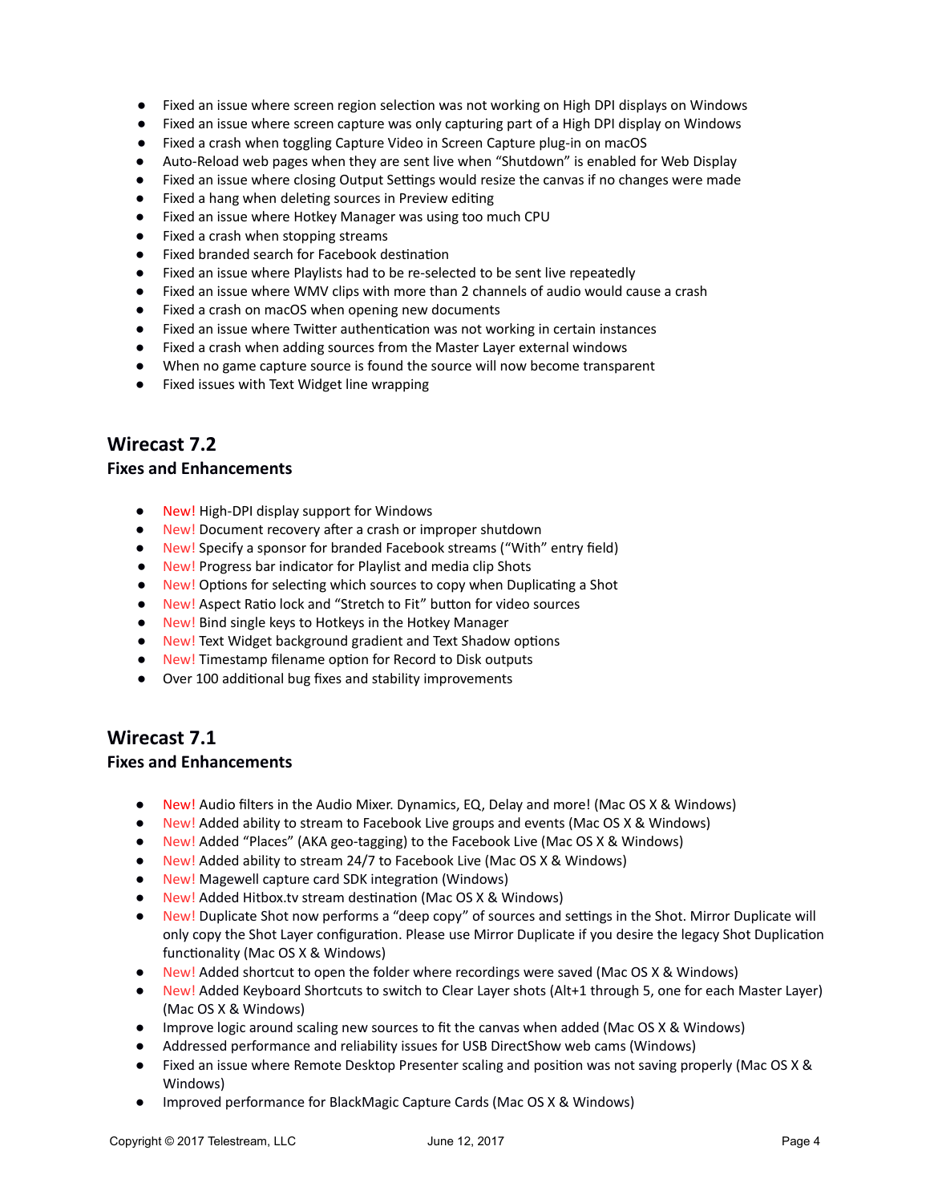- Fixed an issue where screen region selection was not working on High DPI displays on Windows
- Fixed an issue where screen capture was only capturing part of a High DPI display on Windows
- Fixed a crash when toggling Capture Video in Screen Capture plug-in on macOS
- Auto-Reload web pages when they are sent live when “Shutdown” is enabled for Web Display
- Fixed an issue where closing Output Settings would resize the canvas if no changes were made
- Fixed a hang when deleting sources in Preview editing
- Fixed an issue where Hotkey Manager was using too much CPU
- Fixed a crash when stopping streams
- Fixed branded search for Facebook destination
- Fixed an issue where Playlists had to be re-selected to be sent live repeatedly
- Fixed an issue where WMV clips with more than 2 channels of audio would cause a crash
- Fixed a crash on macOS when opening new documents
- Fixed an issue where Twitter authentication was not working in certain instances
- Fixed a crash when adding sources from the Master Layer external windows
- When no game capture source is found the source will now become transparent
- Fixed issues with Text Widget line wrapping

## Wirecast 7.2

### Fixes and Enhancements

- New! High-DPI display support for Windows
- New! Document recovery after a crash or improper shutdown
- New! Specify a sponsor for branded Facebook streams (“With” entry field)
- New! Progress bar indicator for Playlist and media clip Shots
- New! Options for selecting which sources to copy when Duplicating a Shot
- New! Aspect Ratio lock and “Stretch to Fit” button for video sources
- New! Bind single keys to Hotkeys in the Hotkey Manager
- New! Text Widget background gradient and Text Shadow options
- New! Timestamp filename option for Record to Disk outputs
- Over 100 additional bug fixes and stability improvements

## Wirecast 7.1

### Fixes and Enhancements

- New! Audio filters in the Audio Mixer. Dynamics, EQ, Delay and more! (Mac OS X & Windows)
- New! Added ability to stream to Facebook Live groups and events (Mac OS X & Windows)
- New! Added “Places” (AKA geo-tagging) to the Facebook Live (Mac OS X & Windows)
- New! Added ability to stream 24/7 to Facebook Live (Mac OS X & Windows)
- New! Magewell capture card SDK integration (Windows)
- New! Added Hitbox.tv stream destination (Mac OS X & Windows)
- New! Duplicate Shot now performs a “deep copy” of sources and settings in the Shot. Mirror Duplicate will only copy the Shot Layer configuration. Please use Mirror Duplicate if you desire the legacy Shot Duplication functionality (Mac OS X & Windows)
- New! Added shortcut to open the folder where recordings were saved (Mac OS X & Windows)
- New! Added Keyboard Shortcuts to switch to Clear Layer shots (Alt+1 through 5, one for each Master Layer) (Mac OS X & Windows)
- Improve logic around scaling new sources to fit the canvas when added (Mac OS X & Windows)
- Addressed performance and reliability issues for USB DirectShow web cams (Windows)
- Fixed an issue where Remote Desktop Presenter scaling and position was not saving properly (Mac OS X & Windows)
- Improved performance for BlackMagic Capture Cards (Mac OS X & Windows)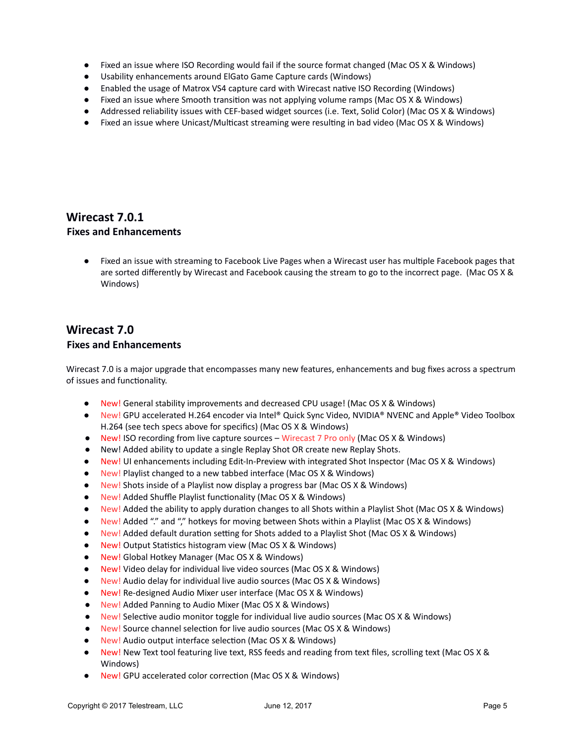- Fixed an issue where ISO Recording would fail if the source format changed (Mac OS X & Windows)
- Usability enhancements around ElGato Game Capture cards (Windows)
- Enabled the usage of Matrox VS4 capture card with Wirecast native ISO Recording (Windows)
- Fixed an issue where Smooth transition was not applying volume ramps (Mac OS X & Windows)
- Addressed reliability issues with CEF-based widget sources (i.e. Text, Solid Color) (Mac OS X & Windows)
- Fixed an issue where Unicast/Multicast streaming were resulting in bad video (Mac OS X & Windows)

## Wirecast 7.0.1

### Fixes and Enhancements

- Fixed an issue with streaming to Facebook Live Pages when a Wirecast user has multiple Facebook pages that are sorted differently by Wirecast and Facebook causing the stream to go to the incorrect page. (Mac OS X & Windows)

## Wirecast 7.0

### Fixes and Enhancements

Wirecast 7.0 is a major upgrade that encompasses many new features, enhancements and bug fixes across a spectrum of issues and functionality.

- New! General stability improvements and decreased CPU usage! (Mac OS X & Windows)
- New! GPU accelerated H.264 encoder via Intel® Quick Sync Video, NVIDIA® NVENC and Apple® Video Toolbox H.264 (see tech specs above for specifics) (Mac OS X & Windows)
- New! ISO recording from live capture sources – Wirecast 7 Pro only (Mac OS X & Windows)
- New! Added ability to update a single Replay Shot OR create new Replay Shots.
- New! UI enhancements including Edit-In-Preview with integrated Shot Inspector (Mac OS X & Windows)
- New! Playlist changed to a new tabbed interface (Mac OS X & Windows)
- New! Shots inside of a Playlist now display a progress bar (Mac OS X & Windows)
- New! Added Shuffle Playlist functionality (Mac OS X & Windows)
- New! Added the ability to apply duration changes to all Shots within a Playlist Shot (Mac OS X & Windows)
- New! Added "." and "," hotkeys for moving between Shots within a Playlist (Mac OS X & Windows)
- New! Added default duration setting for Shots added to a Playlist Shot (Mac OS X & Windows)
- New! Output Statistics histogram view (Mac OS X & Windows)
- New! Global Hotkey Manager (Mac OS X & Windows)
- New! Video delay for individual live video sources (Mac OS X & Windows)
- New! Audio delay for individual live audio sources (Mac OS X & Windows)
- New! Re-designed Audio Mixer user interface (Mac OS X & Windows)
- New! Added Panning to Audio Mixer (Mac OS X & Windows)
- New! Selective audio monitor toggle for individual live audio sources (Mac OS X & Windows)
- New! Source channel selection for live audio sources (Mac OS X & Windows)
- New! Audio output interface selection (Mac OS X & Windows)
- New! New Text tool featuring live text, RSS feeds and reading from text files, scrolling text (Mac OS X & Windows)
- New! GPU accelerated color correction (Mac OS X & Windows)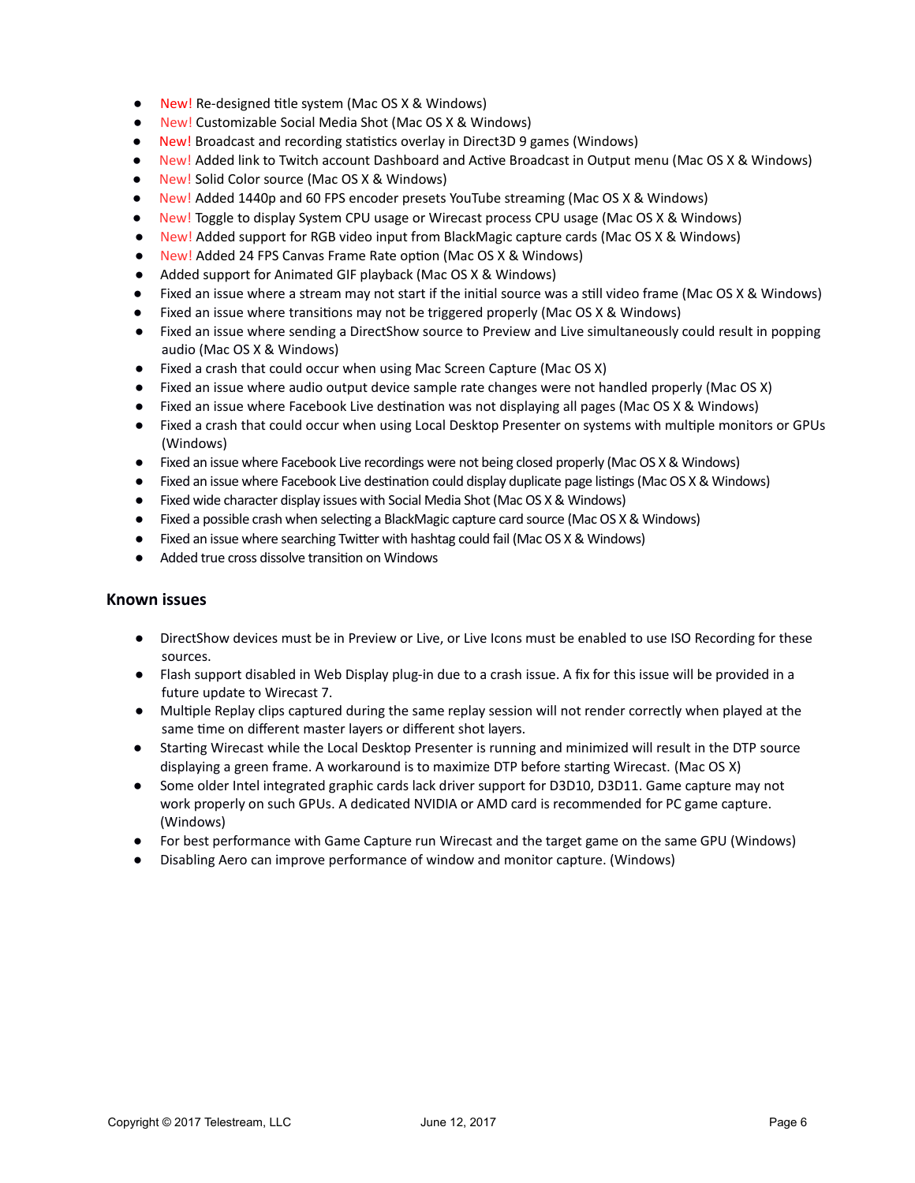- New! Re-designed title system (Mac OS X & Windows)
- New! Customizable Social Media Shot (Mac OS X & Windows)
- New! Broadcast and recording statistics overlay in Direct3D 9 games (Windows)
- New! Added link to Twitch account Dashboard and Active Broadcast in Output menu (Mac OS X & Windows)
- New! Solid Color source (Mac OS X & Windows)
- New! Added 1440p and 60 FPS encoder presets YouTube streaming (Mac OS X & Windows)
- New! Toggle to display System CPU usage or Wirecast process CPU usage (Mac OS X & Windows)
- New! Added support for RGB video input from BlackMagic capture cards (Mac OS X & Windows)
- New! Added 24 FPS Canvas Frame Rate option (Mac OS X & Windows)
- Added support for Animated GIF playback (Mac OS X & Windows)
- Fixed an issue where a stream may not start if the initial source was a still video frame (Mac OS X & Windows)
- Fixed an issue where transitions may not be triggered properly (Mac OS X & Windows)
- Fixed an issue where sending a DirectShow source to Preview and Live simultaneously could result in popping audio (Mac OS X & Windows)
- Fixed a crash that could occur when using Mac Screen Capture (Mac OS X)
- Fixed an issue where audio output device sample rate changes were not handled properly (Mac OS X)
- Fixed an issue where Facebook Live destination was not displaying all pages (Mac OS X & Windows)
- Fixed a crash that could occur when using Local Desktop Presenter on systems with multiple monitors or GPUs (Windows)
- Fixed an issue where Facebook Live recordings were not being closed properly (Mac OS X & Windows)
- Fixed an issue where Facebook Live destination could display duplicate page listings (Mac OS X & Windows)
- Fixed wide character display issues with Social Media Shot (Mac OS X & Windows)
- Fixed a possible crash when selecting a BlackMagic capture card source (Mac OS X & Windows)
- Fixed an issue where searching Twitter with hashtag could fail (Mac OS X & Windows)
- Added true cross dissolve transition on Windows

### Known issues

- DirectShow devices must be in Preview or Live, or Live Icons must be enabled to use ISO Recording for these sources.
- Flash support disabled in Web Display plug-in due to a crash issue. A fix for this issue will be provided in a future update to Wirecast 7.
- Multiple Replay clips captured during the same replay session will not render correctly when played at the same time on different master layers or different shot layers.
- Starting Wirecast while the Local Desktop Presenter is running and minimized will result in the DTP source displaying a green frame. A workaround is to maximize DTP before starting Wirecast. (Mac OS X)
- Some older Intel integrated graphic cards lack driver support for D3D10, D3D11. Game capture may not work properly on such GPUs. A dedicated NVIDIA or AMD card is recommended for PC game capture. (Windows)
- For best performance with Game Capture run Wirecast and the target game on the same GPU (Windows)
- Disabling Aero can improve performance of window and monitor capture. (Windows)